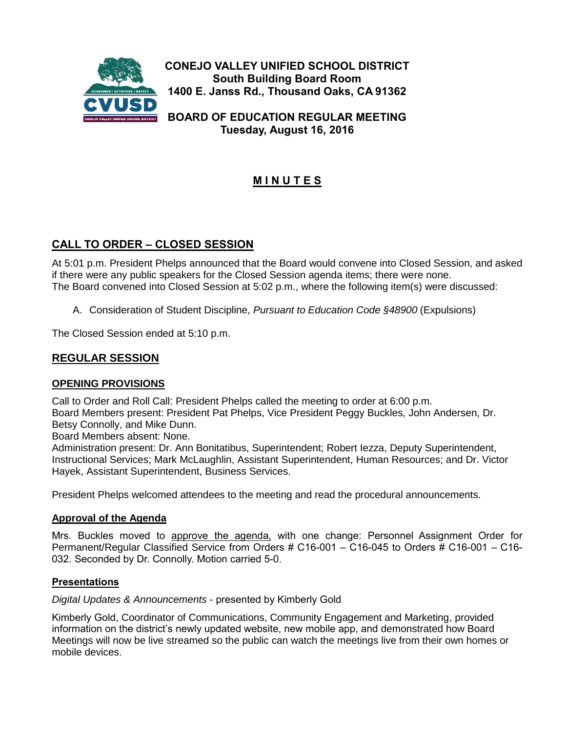**CONEJO VALLEY UNIFIED SCHOOL DISTRICT**
**South Building Board Room**
**1400 E. Janss Rd., Thousand Oaks, CA 91362**

**BOARD OF EDUCATION REGULAR MEETING**
**Tuesday, August 16, 2016**

# M I N U T E S

## CALL TO ORDER – CLOSED SESSION

At 5:01 p.m. President Phelps announced that the Board would convene into Closed Session, and asked if there were any public speakers for the Closed Session agenda items; there were none.
The Board convened into Closed Session at 5:02 p.m., where the following item(s) were discussed:

A. Consideration of Student Discipline, *Pursuant to Education Code §48900* (Expulsions)

The Closed Session ended at 5:10 p.m.

## REGULAR SESSION

### OPENING PROVISIONS

Call to Order and Roll Call: President Phelps called the meeting to order at 6:00 p.m.
Board Members present: President Pat Phelps, Vice President Peggy Buckles, John Andersen, Dr. Betsy Connolly, and Mike Dunn.
Board Members absent: None.
Administration present: Dr. Ann Bonitatibus, Superintendent; Robert Iezza, Deputy Superintendent, Instructional Services; Mark McLaughlin, Assistant Superintendent, Human Resources; and Dr. Victor Hayek, Assistant Superintendent, Business Services.

President Phelps welcomed attendees to the meeting and read the procedural announcements.

### Approval of the Agenda

Mrs. Buckles moved to approve the agenda, with one change: Personnel Assignment Order for Permanent/Regular Classified Service from Orders # C16-001 – C16-045 to Orders # C16-001 – C16-032. Seconded by Dr. Connolly. Motion carried 5-0.

### Presentations

*Digital Updates & Announcements* - presented by Kimberly Gold

Kimberly Gold, Coordinator of Communications, Community Engagement and Marketing, provided information on the district's newly updated website, new mobile app, and demonstrated how Board Meetings will now be live streamed so the public can watch the meetings live from their own homes or mobile devices.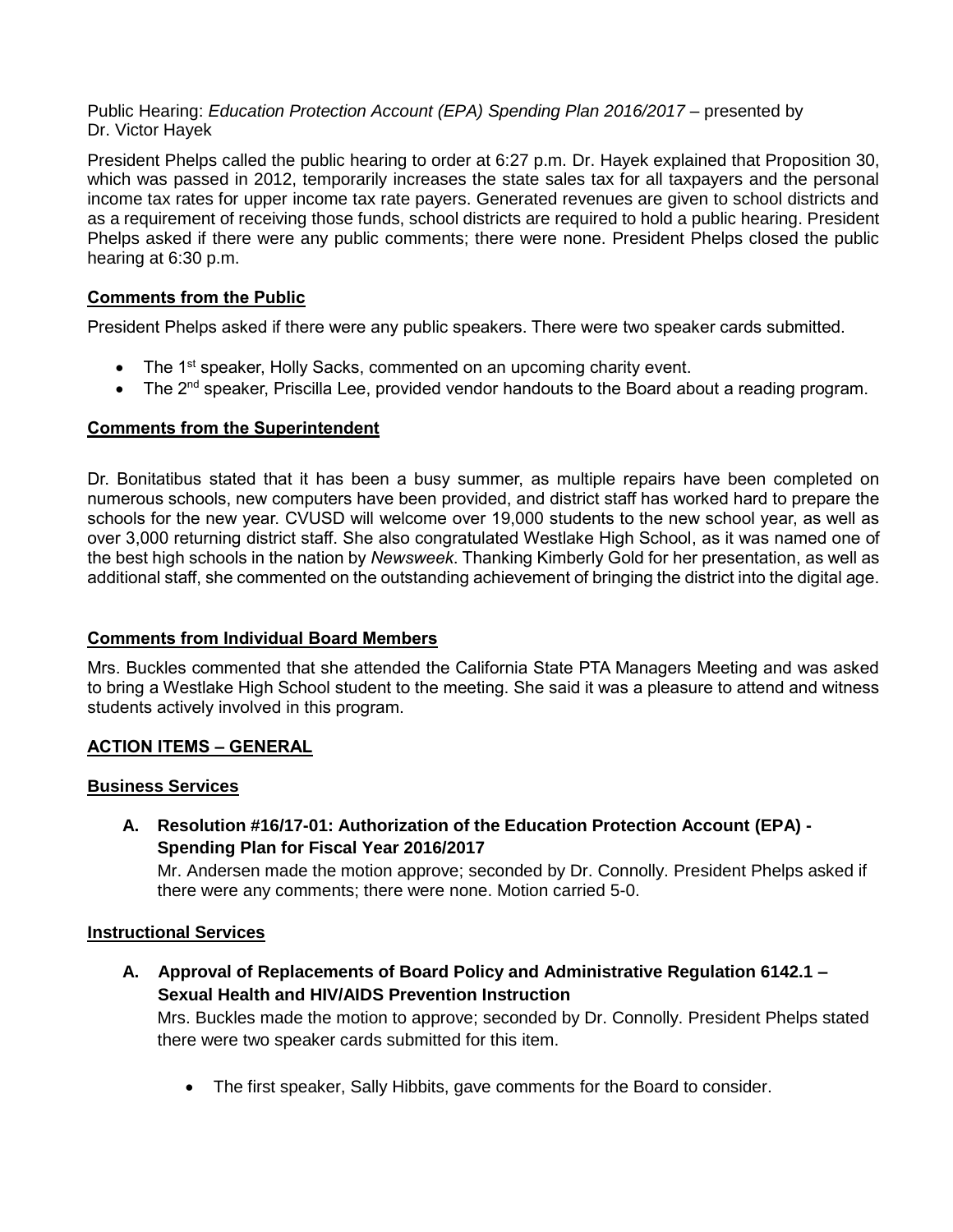Public Hearing: *Education Protection Account (EPA) Spending Plan 2016/2017* – presented by Dr. Victor Hayek

President Phelps called the public hearing to order at 6:27 p.m. Dr. Hayek explained that Proposition 30, which was passed in 2012, temporarily increases the state sales tax for all taxpayers and the personal income tax rates for upper income tax rate payers. Generated revenues are given to school districts and as a requirement of receiving those funds, school districts are required to hold a public hearing. President Phelps asked if there were any public comments; there were none. President Phelps closed the public hearing at 6:30 p.m.

## Comments from the Public

President Phelps asked if there were any public speakers. There were two speaker cards submitted.

- The 1st speaker, Holly Sacks, commented on an upcoming charity event.
- The 2nd speaker, Priscilla Lee, provided vendor handouts to the Board about a reading program.

## Comments from the Superintendent

Dr. Bonitatibus stated that it has been a busy summer, as multiple repairs have been completed on numerous schools, new computers have been provided, and district staff has worked hard to prepare the schools for the new year. CVUSD will welcome over 19,000 students to the new school year, as well as over 3,000 returning district staff. She also congratulated Westlake High School, as it was named one of the best high schools in the nation by *Newsweek*. Thanking Kimberly Gold for her presentation, as well as additional staff, she commented on the outstanding achievement of bringing the district into the digital age.

## Comments from Individual Board Members

Mrs. Buckles commented that she attended the California State PTA Managers Meeting and was asked to bring a Westlake High School student to the meeting. She said it was a pleasure to attend and witness students actively involved in this program.

## ACTION ITEMS – GENERAL

### Business Services

**A. Resolution #16/17-01: Authorization of the Education Protection Account (EPA) - Spending Plan for Fiscal Year 2016/2017**

Mr. Andersen made the motion approve; seconded by Dr. Connolly. President Phelps asked if there were any comments; there were none. Motion carried 5-0.

### Instructional Services

**A. Approval of Replacements of Board Policy and Administrative Regulation 6142.1 – Sexual Health and HIV/AIDS Prevention Instruction**

Mrs. Buckles made the motion to approve; seconded by Dr. Connolly. President Phelps stated there were two speaker cards submitted for this item.

- The first speaker, Sally Hibbits, gave comments for the Board to consider.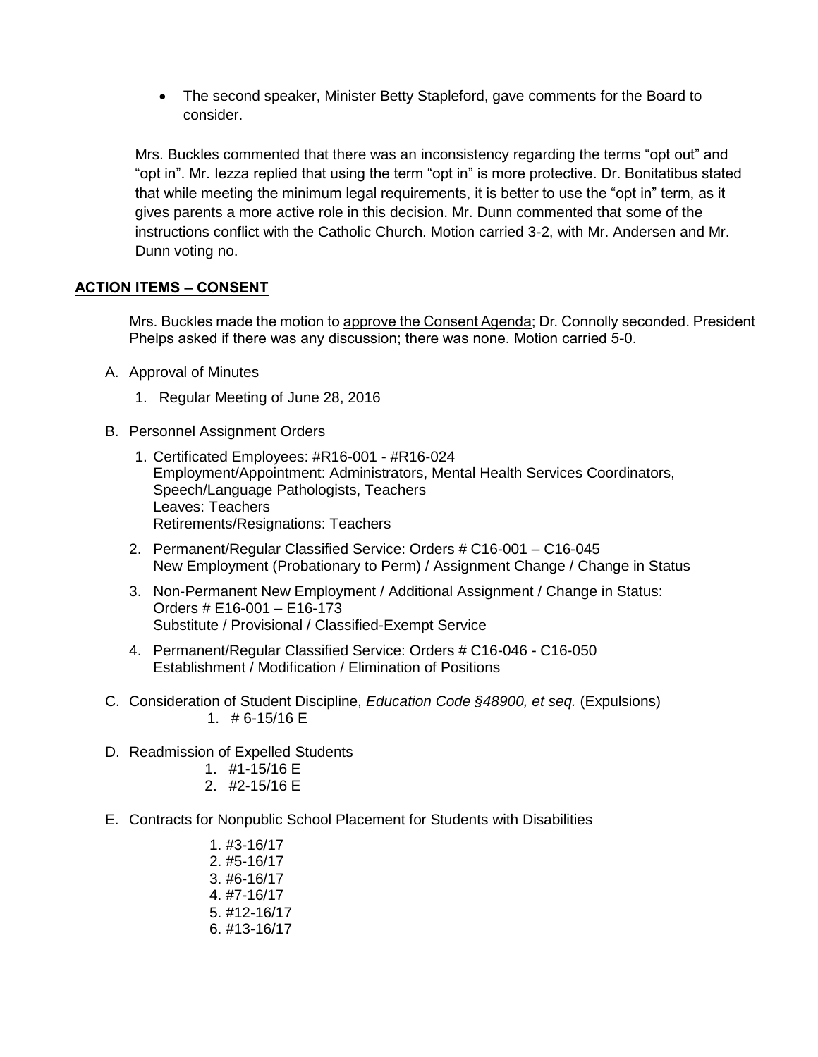- The second speaker, Minister Betty Stapleford, gave comments for the Board to consider.

Mrs. Buckles commented that there was an inconsistency regarding the terms "opt out" and "opt in". Mr. Iezza replied that using the term "opt in" is more protective. Dr. Bonitatibus stated that while meeting the minimum legal requirements, it is better to use the "opt in" term, as it gives parents a more active role in this decision. Mr. Dunn commented that some of the instructions conflict with the Catholic Church. Motion carried 3-2, with Mr. Andersen and Mr. Dunn voting no.

## ACTION ITEMS – CONSENT

Mrs. Buckles made the motion to approve the Consent Agenda; Dr. Connolly seconded. President Phelps asked if there was any discussion; there was none. Motion carried 5-0.

A. Approval of Minutes
   1. Regular Meeting of June 28, 2016

B. Personnel Assignment Orders
   1. Certificated Employees: #R16-001 - #R16-024
      Employment/Appointment: Administrators, Mental Health Services Coordinators, Speech/Language Pathologists, Teachers
      Leaves: Teachers
      Retirements/Resignations: Teachers
   2. Permanent/Regular Classified Service: Orders # C16-001 – C16-045
      New Employment (Probationary to Perm) / Assignment Change / Change in Status
   3. Non-Permanent New Employment / Additional Assignment / Change in Status: Orders # E16-001 – E16-173
      Substitute / Provisional / Classified-Exempt Service
   4. Permanent/Regular Classified Service: Orders # C16-046 - C16-050
      Establishment / Modification / Elimination of Positions

C. Consideration of Student Discipline, *Education Code §48900, et seq.* (Expulsions)
   1. # 6-15/16 E

D. Readmission of Expelled Students
   1. #1-15/16 E
   2. #2-15/16 E

E. Contracts for Nonpublic School Placement for Students with Disabilities
   1. #3-16/17
   2. #5-16/17
   3. #6-16/17
   4. #7-16/17
   5. #12-16/17
   6. #13-16/17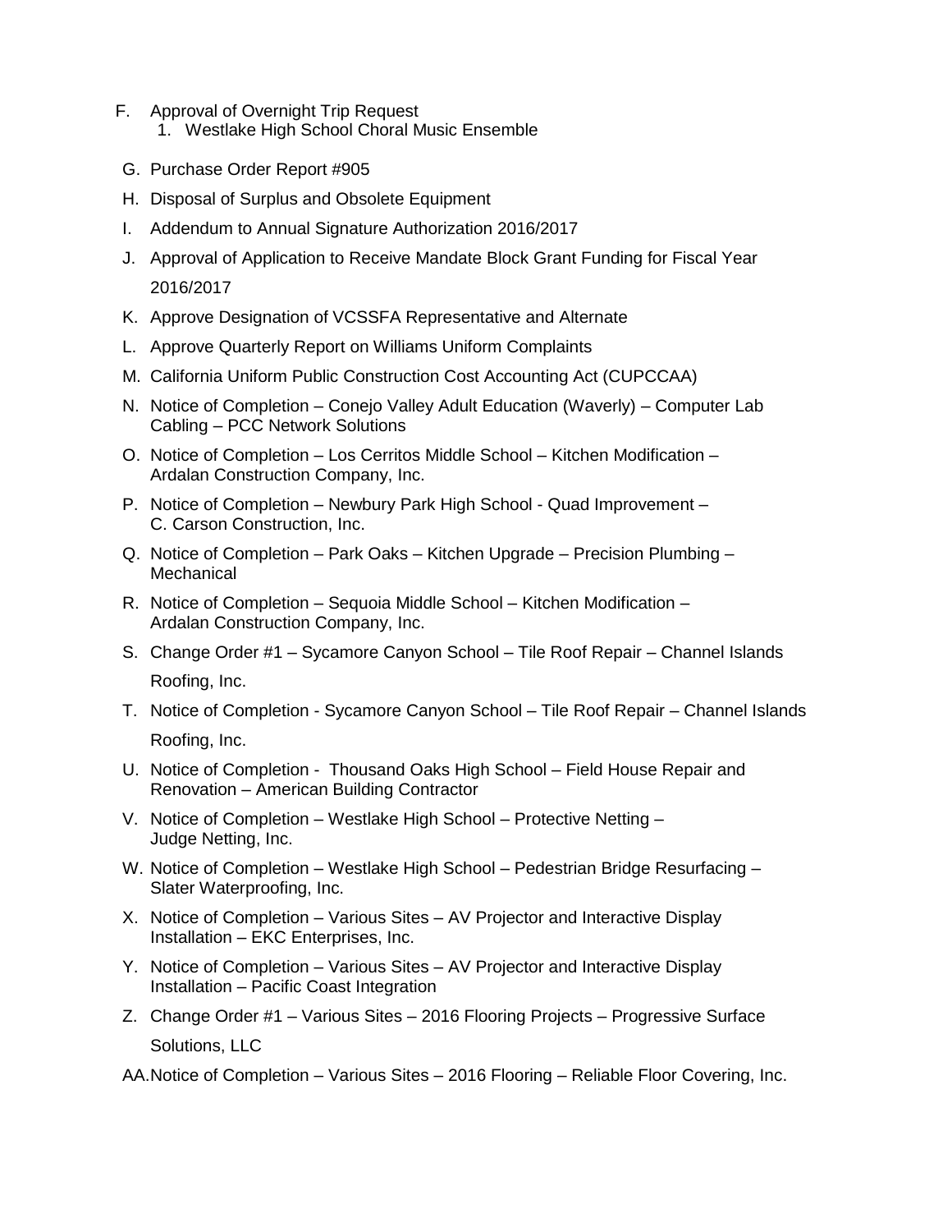F. Approval of Overnight Trip Request
   1. Westlake High School Choral Music Ensemble

G. Purchase Order Report #905

H. Disposal of Surplus and Obsolete Equipment

I. Addendum to Annual Signature Authorization 2016/2017

J. Approval of Application to Receive Mandate Block Grant Funding for Fiscal Year 2016/2017

K. Approve Designation of VCSSFA Representative and Alternate

L. Approve Quarterly Report on Williams Uniform Complaints

M. California Uniform Public Construction Cost Accounting Act (CUPCCAA)

N. Notice of Completion – Conejo Valley Adult Education (Waverly) – Computer Lab Cabling – PCC Network Solutions

O. Notice of Completion – Los Cerritos Middle School – Kitchen Modification – Ardalan Construction Company, Inc.

P. Notice of Completion – Newbury Park High School - Quad Improvement – C. Carson Construction, Inc.

Q. Notice of Completion – Park Oaks – Kitchen Upgrade – Precision Plumbing – Mechanical

R. Notice of Completion – Sequoia Middle School – Kitchen Modification – Ardalan Construction Company, Inc.

S. Change Order #1 – Sycamore Canyon School – Tile Roof Repair – Channel Islands Roofing, Inc.

T. Notice of Completion - Sycamore Canyon School – Tile Roof Repair – Channel Islands Roofing, Inc.

U. Notice of Completion - Thousand Oaks High School – Field House Repair and Renovation – American Building Contractor

V. Notice of Completion – Westlake High School – Protective Netting – Judge Netting, Inc.

W. Notice of Completion – Westlake High School – Pedestrian Bridge Resurfacing – Slater Waterproofing, Inc.

X. Notice of Completion – Various Sites – AV Projector and Interactive Display Installation – EKC Enterprises, Inc.

Y. Notice of Completion – Various Sites – AV Projector and Interactive Display Installation – Pacific Coast Integration

Z. Change Order #1 – Various Sites – 2016 Flooring Projects – Progressive Surface Solutions, LLC

AA. Notice of Completion – Various Sites – 2016 Flooring – Reliable Floor Covering, Inc.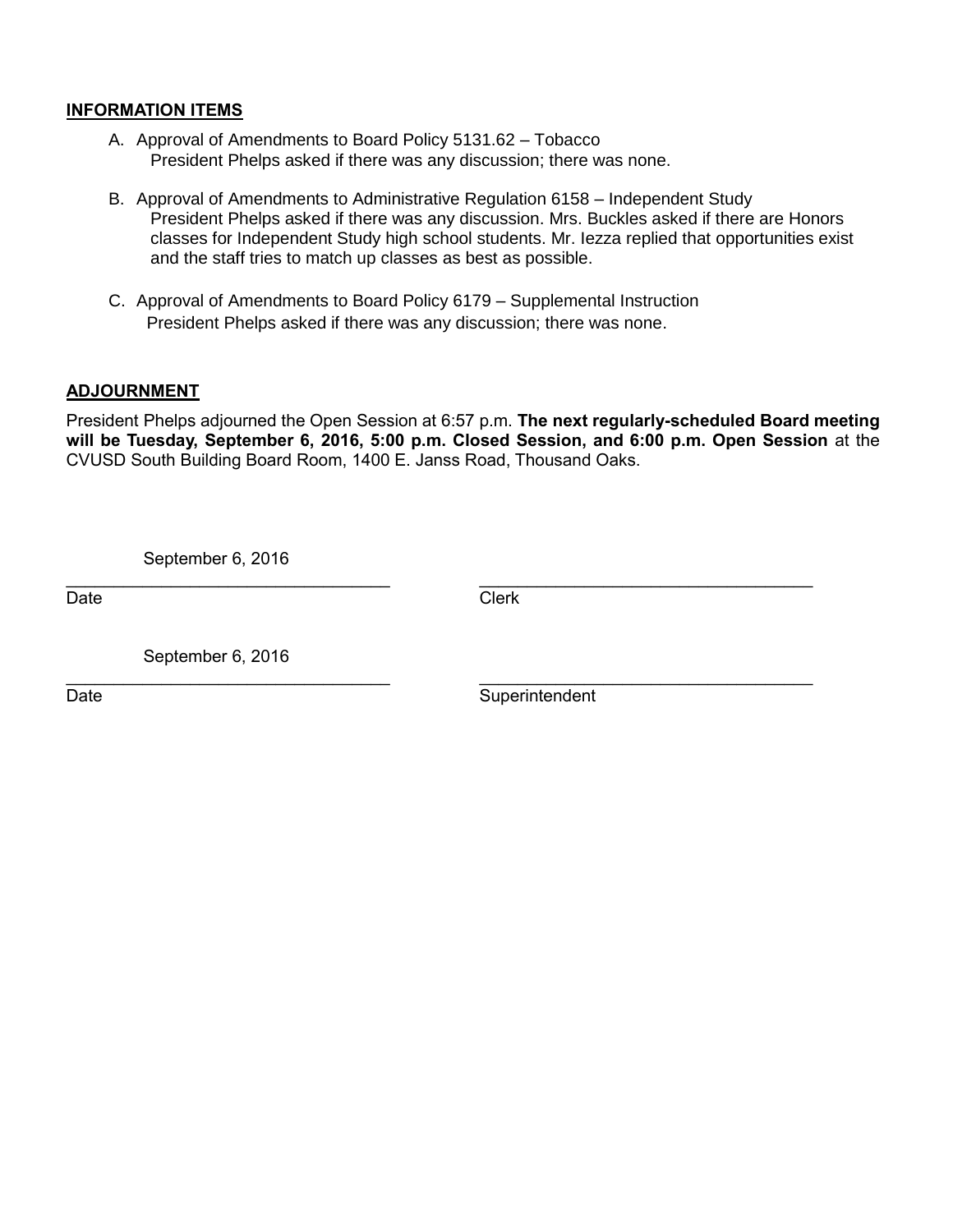**INFORMATION ITEMS**

A. Approval of Amendments to Board Policy 5131.62 – Tobacco
   President Phelps asked if there was any discussion; there was none.

B. Approval of Amendments to Administrative Regulation 6158 – Independent Study
   President Phelps asked if there was any discussion. Mrs. Buckles asked if there are Honors classes for Independent Study high school students. Mr. Iezza replied that opportunities exist and the staff tries to match up classes as best as possible.

C. Approval of Amendments to Board Policy 6179 – Supplemental Instruction
   President Phelps asked if there was any discussion; there was none.

**ADJOURNMENT**

President Phelps adjourned the Open Session at 6:57 p.m. **The next regularly-scheduled Board meeting will be Tuesday, September 6, 2016, 5:00 p.m. Closed Session, and 6:00 p.m. Open Session** at the CVUSD South Building Board Room, 1400 E. Janss Road, Thousand Oaks.

September 6, 2016
\_\_\_\_\_\_\_\_\_\_\_\_\_\_\_\_\_\_\_\_\_\_\_\_\_\_\_\_\_\_\_\_\_\_ \_\_\_\_\_\_\_\_\_\_\_\_\_\_\_\_\_\_\_\_\_\_\_\_\_\_\_\_\_\_\_\_\_\_
Date Clerk

September 6, 2016
\_\_\_\_\_\_\_\_\_\_\_\_\_\_\_\_\_\_\_\_\_\_\_\_\_\_\_\_\_\_\_\_\_\_ \_\_\_\_\_\_\_\_\_\_\_\_\_\_\_\_\_\_\_\_\_\_\_\_\_\_\_\_\_\_\_\_\_\_
Date Superintendent